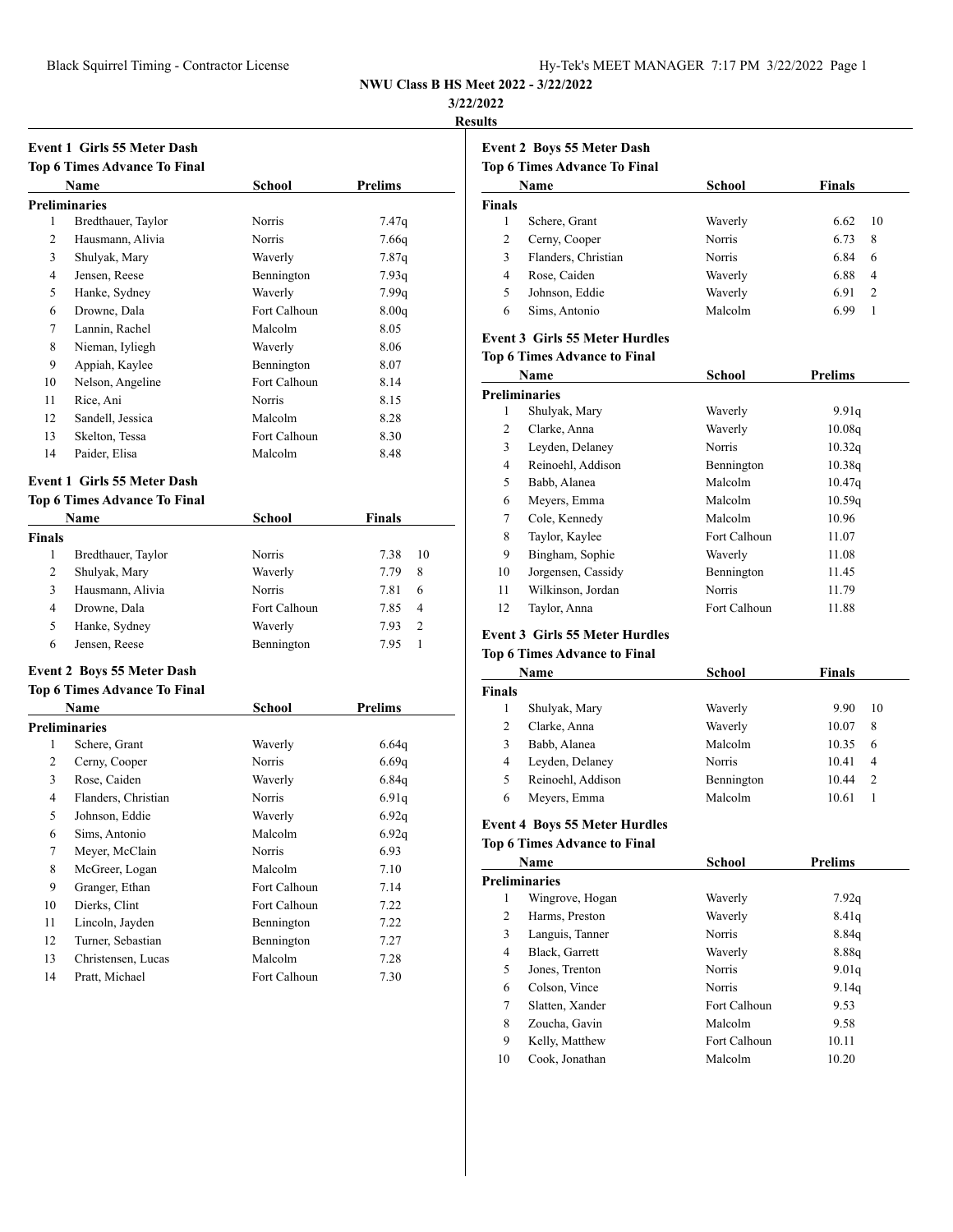**NWU Class B HS Meet 2022 - 3/22/2022**

**3/22/2022**

**Results**

### Event 1 Girls 55 Meter Dash

**Top 6 Times Advance To Final**

**Preliminaries**

| | Name | School | Prelims |
|---|---|---|---|
| 1 | Bredthauer, Taylor | Norris | 7.47q |
| 2 | Hausmann, Alivia | Norris | 7.66q |
| 3 | Shulyak, Mary | Waverly | 7.87q |
| 4 | Jensen, Reese | Bennington | 7.93q |
| 5 | Hanke, Sydney | Waverly | 7.99q |
| 6 | Drowne, Dala | Fort Calhoun | 8.00q |
| 7 | Lannin, Rachel | Malcolm | 8.05 |
| 8 | Nieman, Iyliegh | Waverly | 8.06 |
| 9 | Appiah, Kaylee | Bennington | 8.07 |
| 10 | Nelson, Angeline | Fort Calhoun | 8.14 |
| 11 | Rice, Ani | Norris | 8.15 |
| 12 | Sandell, Jessica | Malcolm | 8.28 |
| 13 | Skelton, Tessa | Fort Calhoun | 8.30 |
| 14 | Paider, Elisa | Malcolm | 8.48 |

### Event 1 Girls 55 Meter Dash

**Top 6 Times Advance To Final**

**Finals**

| | Name | School | Finals | |
|---|---|---|---|---|
| 1 | Bredthauer, Taylor | Norris | 7.38 | 10 |
| 2 | Shulyak, Mary | Waverly | 7.79 | 8 |
| 3 | Hausmann, Alivia | Norris | 7.81 | 6 |
| 4 | Drowne, Dala | Fort Calhoun | 7.85 | 4 |
| 5 | Hanke, Sydney | Waverly | 7.93 | 2 |
| 6 | Jensen, Reese | Bennington | 7.95 | 1 |

### Event 2 Boys 55 Meter Dash

**Top 6 Times Advance To Final**

**Preliminaries**

| | Name | School | Prelims |
|---|---|---|---|
| 1 | Schere, Grant | Waverly | 6.64q |
| 2 | Cerny, Cooper | Norris | 6.69q |
| 3 | Rose, Caiden | Waverly | 6.84q |
| 4 | Flanders, Christian | Norris | 6.91q |
| 5 | Johnson, Eddie | Waverly | 6.92q |
| 6 | Sims, Antonio | Malcolm | 6.92q |
| 7 | Meyer, McClain | Norris | 6.93 |
| 8 | McGreer, Logan | Malcolm | 7.10 |
| 9 | Granger, Ethan | Fort Calhoun | 7.14 |
| 10 | Dierks, Clint | Fort Calhoun | 7.22 |
| 11 | Lincoln, Jayden | Bennington | 7.22 |
| 12 | Turner, Sebastian | Bennington | 7.27 |
| 13 | Christensen, Lucas | Malcolm | 7.28 |
| 14 | Pratt, Michael | Fort Calhoun | 7.30 |

### Event 2 Boys 55 Meter Dash

**Top 6 Times Advance To Final**

**Finals**

| | Name | School | Finals | |
|---|---|---|---|---|
| 1 | Schere, Grant | Waverly | 6.62 | 10 |
| 2 | Cerny, Cooper | Norris | 6.73 | 8 |
| 3 | Flanders, Christian | Norris | 6.84 | 6 |
| 4 | Rose, Caiden | Waverly | 6.88 | 4 |
| 5 | Johnson, Eddie | Waverly | 6.91 | 2 |
| 6 | Sims, Antonio | Malcolm | 6.99 | 1 |

### Event 3 Girls 55 Meter Hurdles

**Top 6 Times Advance to Final**

**Preliminaries**

| | Name | School | Prelims |
|---|---|---|---|
| 1 | Shulyak, Mary | Waverly | 9.91q |
| 2 | Clarke, Anna | Waverly | 10.08q |
| 3 | Leyden, Delaney | Norris | 10.32q |
| 4 | Reinoehl, Addison | Bennington | 10.38q |
| 5 | Babb, Alanea | Malcolm | 10.47q |
| 6 | Meyers, Emma | Malcolm | 10.59q |
| 7 | Cole, Kennedy | Malcolm | 10.96 |
| 8 | Taylor, Kaylee | Fort Calhoun | 11.07 |
| 9 | Bingham, Sophie | Waverly | 11.08 |
| 10 | Jorgensen, Cassidy | Bennington | 11.45 |
| 11 | Wilkinson, Jordan | Norris | 11.79 |
| 12 | Taylor, Anna | Fort Calhoun | 11.88 |

### Event 3 Girls 55 Meter Hurdles

**Top 6 Times Advance to Final**

**Finals**

| | Name | School | Finals | |
|---|---|---|---|---|
| 1 | Shulyak, Mary | Waverly | 9.90 | 10 |
| 2 | Clarke, Anna | Waverly | 10.07 | 8 |
| 3 | Babb, Alanea | Malcolm | 10.35 | 6 |
| 4 | Leyden, Delaney | Norris | 10.41 | 4 |
| 5 | Reinoehl, Addison | Bennington | 10.44 | 2 |
| 6 | Meyers, Emma | Malcolm | 10.61 | 1 |

### Event 4 Boys 55 Meter Hurdles

**Top 6 Times Advance to Final**

**Preliminaries**

| | Name | School | Prelims |
|---|---|---|---|
| 1 | Wingrove, Hogan | Waverly | 7.92q |
| 2 | Harms, Preston | Waverly | 8.41q |
| 3 | Languis, Tanner | Norris | 8.84q |
| 4 | Black, Garrett | Waverly | 8.88q |
| 5 | Jones, Trenton | Norris | 9.01q |
| 6 | Colson, Vince | Norris | 9.14q |
| 7 | Slatten, Xander | Fort Calhoun | 9.53 |
| 8 | Zoucha, Gavin | Malcolm | 9.58 |
| 9 | Kelly, Matthew | Fort Calhoun | 10.11 |
| 10 | Cook, Jonathan | Malcolm | 10.20 |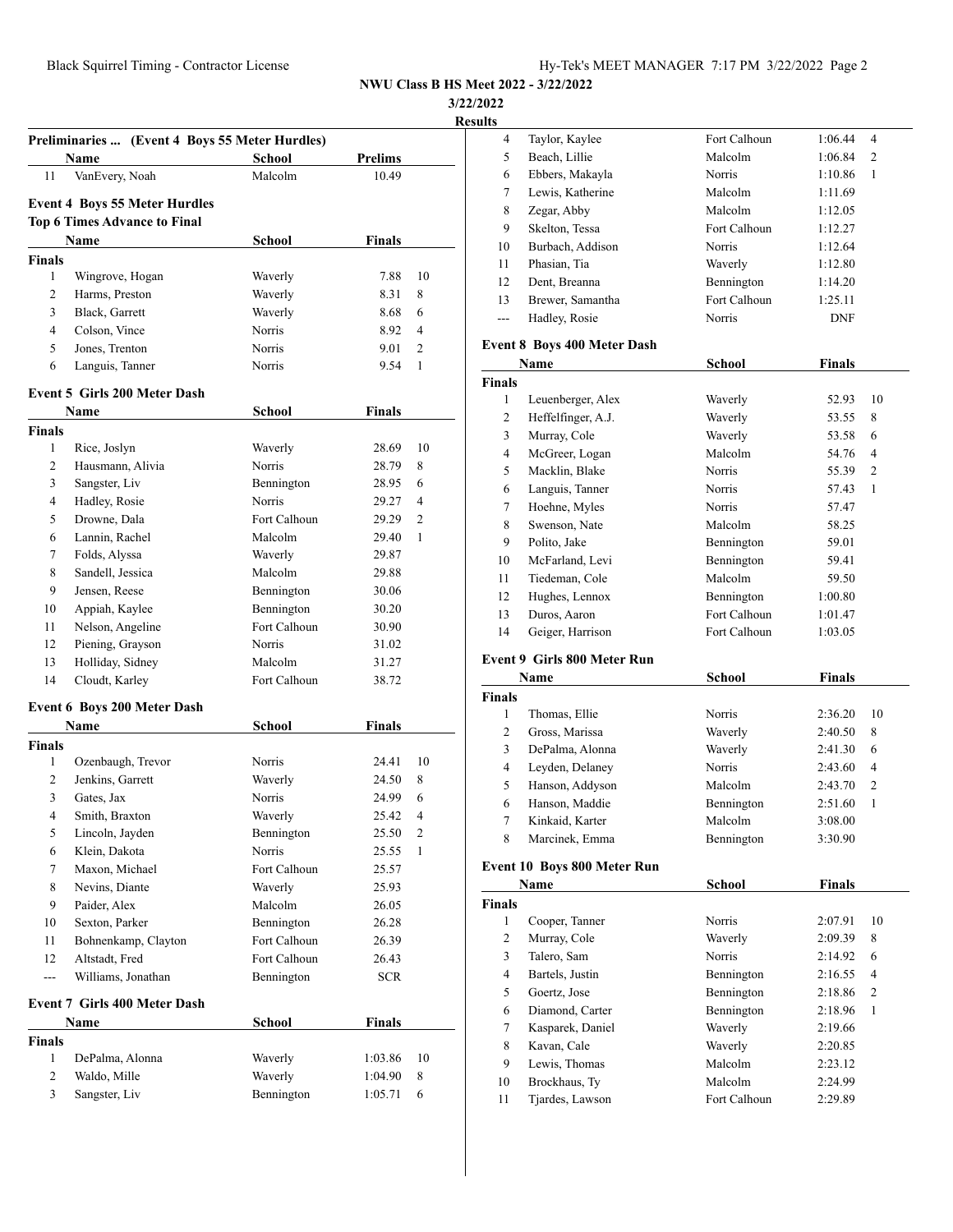NWU Class B HS Meet 2022 - 3/22/2022

3/22/2022

Results

**Preliminaries ... (Event 4 Boys 55 Meter Hurdles)**

| | Name | School | Prelims |
|---|---|---|---|
| 11 | VanEvery, Noah | Malcolm | 10.49 |

### Event 4 Boys 55 Meter Hurdles

**Top 6 Times Advance to Final**

| | Name | School | Finals | |
|---|---|---|---|---|
| **Finals** | | | | |
| 1 | Wingrove, Hogan | Waverly | 7.88 | 10 |
| 2 | Harms, Preston | Waverly | 8.31 | 8 |
| 3 | Black, Garrett | Waverly | 8.68 | 6 |
| 4 | Colson, Vince | Norris | 8.92 | 4 |
| 5 | Jones, Trenton | Norris | 9.01 | 2 |
| 6 | Languis, Tanner | Norris | 9.54 | 1 |

### Event 5 Girls 200 Meter Dash

| | Name | School | Finals | |
|---|---|---|---|---|
| **Finals** | | | | |
| 1 | Rice, Joslyn | Waverly | 28.69 | 10 |
| 2 | Hausmann, Alivia | Norris | 28.79 | 8 |
| 3 | Sangster, Liv | Bennington | 28.95 | 6 |
| 4 | Hadley, Rosie | Norris | 29.27 | 4 |
| 5 | Drowne, Dala | Fort Calhoun | 29.29 | 2 |
| 6 | Lannin, Rachel | Malcolm | 29.40 | 1 |
| 7 | Folds, Alyssa | Waverly | 29.87 | |
| 8 | Sandell, Jessica | Malcolm | 29.88 | |
| 9 | Jensen, Reese | Bennington | 30.06 | |
| 10 | Appiah, Kaylee | Bennington | 30.20 | |
| 11 | Nelson, Angeline | Fort Calhoun | 30.90 | |
| 12 | Piening, Grayson | Norris | 31.02 | |
| 13 | Holliday, Sidney | Malcolm | 31.27 | |
| 14 | Cloudt, Karley | Fort Calhoun | 38.72 | |

### Event 6 Boys 200 Meter Dash

| | Name | School | Finals | |
|---|---|---|---|---|
| **Finals** | | | | |
| 1 | Ozenbaugh, Trevor | Norris | 24.41 | 10 |
| 2 | Jenkins, Garrett | Waverly | 24.50 | 8 |
| 3 | Gates, Jax | Norris | 24.99 | 6 |
| 4 | Smith, Braxton | Waverly | 25.42 | 4 |
| 5 | Lincoln, Jayden | Bennington | 25.50 | 2 |
| 6 | Klein, Dakota | Norris | 25.55 | 1 |
| 7 | Maxon, Michael | Fort Calhoun | 25.57 | |
| 8 | Nevins, Diante | Waverly | 25.93 | |
| 9 | Paider, Alex | Malcolm | 26.05 | |
| 10 | Sexton, Parker | Bennington | 26.28 | |
| 11 | Bohnenkamp, Clayton | Fort Calhoun | 26.39 | |
| 12 | Altstadt, Fred | Fort Calhoun | 26.43 | |
| --- | Williams, Jonathan | Bennington | SCR | |

### Event 7 Girls 400 Meter Dash

| | Name | School | Finals | |
|---|---|---|---|---|
| **Finals** | | | | |
| 1 | DePalma, Alonna | Waverly | 1:03.86 | 10 |
| 2 | Waldo, Mille | Waverly | 1:04.90 | 8 |
| 3 | Sangster, Liv | Bennington | 1:05.71 | 6 |
| 4 | Taylor, Kaylee | Fort Calhoun | 1:06.44 | 4 |
| 5 | Beach, Lillie | Malcolm | 1:06.84 | 2 |
| 6 | Ebbers, Makayla | Norris | 1:10.86 | 1 |
| 7 | Lewis, Katherine | Malcolm | 1:11.69 | |
| 8 | Zegar, Abby | Malcolm | 1:12.05 | |
| 9 | Skelton, Tessa | Fort Calhoun | 1:12.27 | |
| 10 | Burbach, Addison | Norris | 1:12.64 | |
| 11 | Phasian, Tia | Waverly | 1:12.80 | |
| 12 | Dent, Breanna | Bennington | 1:14.20 | |
| 13 | Brewer, Samantha | Fort Calhoun | 1:25.11 | |
| --- | Hadley, Rosie | Norris | DNF | |

### Event 8 Boys 400 Meter Dash

| | Name | School | Finals | |
|---|---|---|---|---|
| **Finals** | | | | |
| 1 | Leuenberger, Alex | Waverly | 52.93 | 10 |
| 2 | Heffelfinger, A.J. | Waverly | 53.55 | 8 |
| 3 | Murray, Cole | Waverly | 53.58 | 6 |
| 4 | McGreer, Logan | Malcolm | 54.76 | 4 |
| 5 | Macklin, Blake | Norris | 55.39 | 2 |
| 6 | Languis, Tanner | Norris | 57.43 | 1 |
| 7 | Hoehne, Myles | Norris | 57.47 | |
| 8 | Swenson, Nate | Malcolm | 58.25 | |
| 9 | Polito, Jake | Bennington | 59.01 | |
| 10 | McFarland, Levi | Bennington | 59.41 | |
| 11 | Tiedeman, Cole | Malcolm | 59.50 | |
| 12 | Hughes, Lennox | Bennington | 1:00.80 | |
| 13 | Duros, Aaron | Fort Calhoun | 1:01.47 | |
| 14 | Geiger, Harrison | Fort Calhoun | 1:03.05 | |

### Event 9 Girls 800 Meter Run

| | Name | School | Finals | |
|---|---|---|---|---|
| **Finals** | | | | |
| 1 | Thomas, Ellie | Norris | 2:36.20 | 10 |
| 2 | Gross, Marissa | Waverly | 2:40.50 | 8 |
| 3 | DePalma, Alonna | Waverly | 2:41.30 | 6 |
| 4 | Leyden, Delaney | Norris | 2:43.60 | 4 |
| 5 | Hanson, Addyson | Malcolm | 2:43.70 | 2 |
| 6 | Hanson, Maddie | Bennington | 2:51.60 | 1 |
| 7 | Kinkaid, Karter | Malcolm | 3:08.00 | |
| 8 | Marcinek, Emma | Bennington | 3:30.90 | |

### Event 10 Boys 800 Meter Run

| | Name | School | Finals | |
|---|---|---|---|---|
| **Finals** | | | | |
| 1 | Cooper, Tanner | Norris | 2:07.91 | 10 |
| 2 | Murray, Cole | Waverly | 2:09.39 | 8 |
| 3 | Talero, Sam | Norris | 2:14.92 | 6 |
| 4 | Bartels, Justin | Bennington | 2:16.55 | 4 |
| 5 | Goertz, Jose | Bennington | 2:18.86 | 2 |
| 6 | Diamond, Carter | Bennington | 2:18.96 | 1 |
| 7 | Kasparek, Daniel | Waverly | 2:19.66 | |
| 8 | Kavan, Cale | Waverly | 2:20.85 | |
| 9 | Lewis, Thomas | Malcolm | 2:23.12 | |
| 10 | Brockhaus, Ty | Malcolm | 2:24.99 | |
| 11 | Tjardes, Lawson | Fort Calhoun | 2:29.89 | |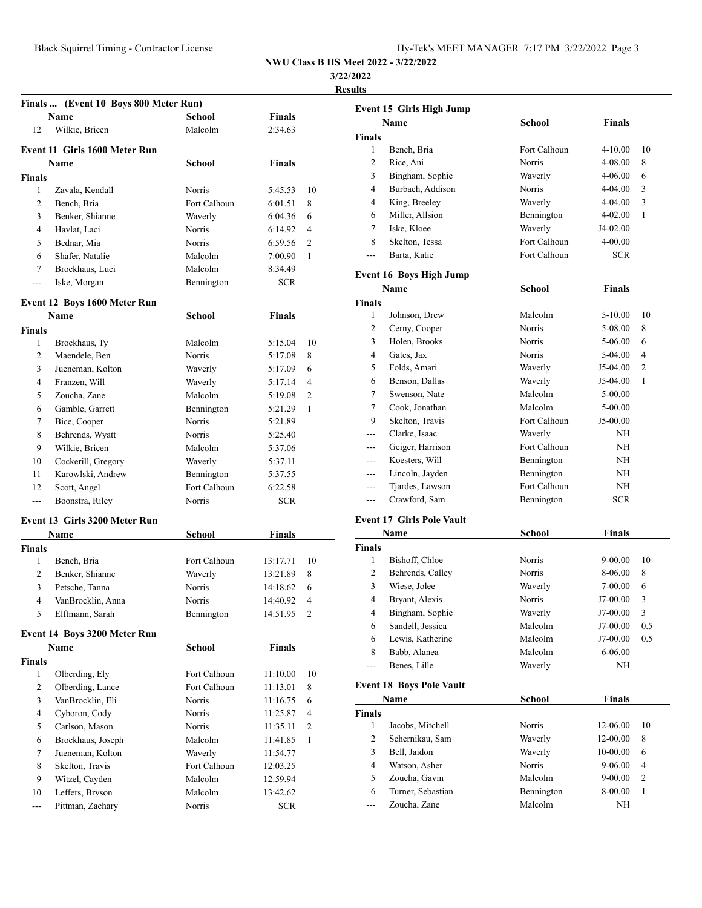# NWU Class B HS Meet 2022 - 3/22/2022

3/22/2022

**Results**

### Finals ... (Event 10 Boys 800 Meter Run)

| | Name | School | Finals | |
|---|---|---|---|---|
| 12 | Wilkie, Bricen | Malcolm | 2:34.63 | |

### Event 11 Girls 1600 Meter Run

| | Name | School | Finals | |
|---|---|---|---|---|
| **Finals** | | | | |
| 1 | Zavala, Kendall | Norris | 5:45.53 | 10 |
| 2 | Bench, Bria | Fort Calhoun | 6:01.51 | 8 |
| 3 | Benker, Shianne | Waverly | 6:04.36 | 6 |
| 4 | Havlat, Laci | Norris | 6:14.92 | 4 |
| 5 | Bednar, Mia | Norris | 6:59.56 | 2 |
| 6 | Shafer, Natalie | Malcolm | 7:00.90 | 1 |
| 7 | Brockhaus, Luci | Malcolm | 8:34.49 | |
| --- | Iske, Morgan | Bennington | SCR | |

### Event 12 Boys 1600 Meter Run

| | Name | School | Finals | |
|---|---|---|---|---|
| **Finals** | | | | |
| 1 | Brockhaus, Ty | Malcolm | 5:15.04 | 10 |
| 2 | Maendele, Ben | Norris | 5:17.08 | 8 |
| 3 | Jueneman, Kolton | Waverly | 5:17.09 | 6 |
| 4 | Franzen, Will | Waverly | 5:17.14 | 4 |
| 5 | Zoucha, Zane | Malcolm | 5:19.08 | 2 |
| 6 | Gamble, Garrett | Bennington | 5:21.29 | 1 |
| 7 | Bice, Cooper | Norris | 5:21.89 | |
| 8 | Behrends, Wyatt | Norris | 5:25.40 | |
| 9 | Wilkie, Bricen | Malcolm | 5:37.06 | |
| 10 | Cockerill, Gregory | Waverly | 5:37.11 | |
| 11 | Karowlski, Andrew | Bennington | 5:37.55 | |
| 12 | Scott, Angel | Fort Calhoun | 6:22.58 | |
| --- | Boonstra, Riley | Norris | SCR | |

### Event 13 Girls 3200 Meter Run

| | Name | School | Finals | |
|---|---|---|---|---|
| **Finals** | | | | |
| 1 | Bench, Bria | Fort Calhoun | 13:17.71 | 10 |
| 2 | Benker, Shianne | Waverly | 13:21.89 | 8 |
| 3 | Petsche, Tanna | Norris | 14:18.62 | 6 |
| 4 | VanBrocklin, Anna | Norris | 14:40.92 | 4 |
| 5 | Elftmann, Sarah | Bennington | 14:51.95 | 2 |

### Event 14 Boys 3200 Meter Run

| | Name | School | Finals | |
|---|---|---|---|---|
| **Finals** | | | | |
| 1 | Olberding, Ely | Fort Calhoun | 11:10.00 | 10 |
| 2 | Olberding, Lance | Fort Calhoun | 11:13.01 | 8 |
| 3 | VanBrocklin, Eli | Norris | 11:16.75 | 6 |
| 4 | Cyboron, Cody | Norris | 11:25.87 | 4 |
| 5 | Carlson, Mason | Norris | 11:35.11 | 2 |
| 6 | Brockhaus, Joseph | Malcolm | 11:41.85 | 1 |
| 7 | Jueneman, Kolton | Waverly | 11:54.77 | |
| 8 | Skelton, Travis | Fort Calhoun | 12:03.25 | |
| 9 | Witzel, Cayden | Malcolm | 12:59.94 | |
| 10 | Leffers, Bryson | Malcolm | 13:42.62 | |
| --- | Pittman, Zachary | Norris | SCR | |

### Event 15 Girls High Jump

| | Name | School | Finals | |
|---|---|---|---|---|
| **Finals** | | | | |
| 1 | Bench, Bria | Fort Calhoun | 4-10.00 | 10 |
| 2 | Rice, Ani | Norris | 4-08.00 | 8 |
| 3 | Bingham, Sophie | Waverly | 4-06.00 | 6 |
| 4 | Burbach, Addison | Norris | 4-04.00 | 3 |
| 4 | King, Breeley | Waverly | 4-04.00 | 3 |
| 6 | Miller, Allsion | Bennington | 4-02.00 | 1 |
| 7 | Iske, Kloee | Waverly | J4-02.00 | |
| 8 | Skelton, Tessa | Fort Calhoun | 4-00.00 | |
| --- | Barta, Katie | Fort Calhoun | SCR | |

### Event 16 Boys High Jump

| | Name | School | Finals | |
|---|---|---|---|---|
| **Finals** | | | | |
| 1 | Johnson, Drew | Malcolm | 5-10.00 | 10 |
| 2 | Cerny, Cooper | Norris | 5-08.00 | 8 |
| 3 | Holen, Brooks | Norris | 5-06.00 | 6 |
| 4 | Gates, Jax | Norris | 5-04.00 | 4 |
| 5 | Folds, Amari | Waverly | J5-04.00 | 2 |
| 6 | Benson, Dallas | Waverly | J5-04.00 | 1 |
| 7 | Swenson, Nate | Malcolm | 5-00.00 | |
| 7 | Cook, Jonathan | Malcolm | 5-00.00 | |
| 9 | Skelton, Travis | Fort Calhoun | J5-00.00 | |
| --- | Clarke, Isaac | Waverly | NH | |
| --- | Geiger, Harrison | Fort Calhoun | NH | |
| --- | Koesters, Will | Bennington | NH | |
| --- | Lincoln, Jayden | Bennington | NH | |
| --- | Tjardes, Lawson | Fort Calhoun | NH | |
| --- | Crawford, Sam | Bennington | SCR | |

### Event 17 Girls Pole Vault

| | Name | School | Finals | |
|---|---|---|---|---|
| **Finals** | | | | |
| 1 | Bishoff, Chloe | Norris | 9-00.00 | 10 |
| 2 | Behrends, Calley | Norris | 8-06.00 | 8 |
| 3 | Wiese, Jolee | Waverly | 7-00.00 | 6 |
| 4 | Bryant, Alexis | Norris | J7-00.00 | 3 |
| 4 | Bingham, Sophie | Waverly | J7-00.00 | 3 |
| 6 | Sandell, Jessica | Malcolm | J7-00.00 | 0.5 |
| 6 | Lewis, Katherine | Malcolm | J7-00.00 | 0.5 |
| 8 | Babb, Alanea | Malcolm | 6-06.00 | |
| --- | Benes, Lille | Waverly | NH | |

### Event 18 Boys Pole Vault

| | Name | School | Finals | |
|---|---|---|---|---|
| **Finals** | | | | |
| 1 | Jacobs, Mitchell | Norris | 12-06.00 | 10 |
| 2 | Schernikau, Sam | Waverly | 12-00.00 | 8 |
| 3 | Bell, Jaidon | Waverly | 10-00.00 | 6 |
| 4 | Watson, Asher | Norris | 9-06.00 | 4 |
| 5 | Zoucha, Gavin | Malcolm | 9-00.00 | 2 |
| 6 | Turner, Sebastian | Bennington | 8-00.00 | 1 |
| --- | Zoucha, Zane | Malcolm | NH | |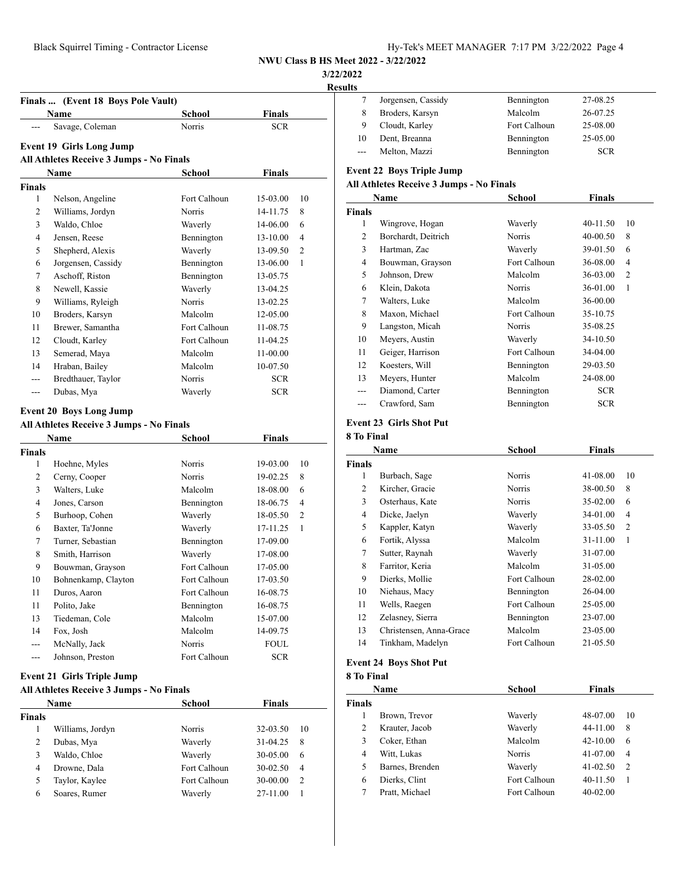NWU Class B HS Meet 2022 - 3/22/2022

3/22/2022

Results

**Finals ... (Event 18 Boys Pole Vault)**

| | Name | School | Finals | |
|---|---|---|---|---|
| --- | Savage, Coleman | Norris | SCR | |

### Event 19 Girls Long Jump

**All Athletes Receive 3 Jumps - No Finals**

| | Name | School | Finals | |
|---|---|---|---|---|
| **Finals** | | | | |
| 1 | Nelson, Angeline | Fort Calhoun | 15-03.00 | 10 |
| 2 | Williams, Jordyn | Norris | 14-11.75 | 8 |
| 3 | Waldo, Chloe | Waverly | 14-06.00 | 6 |
| 4 | Jensen, Reese | Bennington | 13-10.00 | 4 |
| 5 | Shepherd, Alexis | Waverly | 13-09.50 | 2 |
| 6 | Jorgensen, Cassidy | Bennington | 13-06.00 | 1 |
| 7 | Aschoff, Riston | Bennington | 13-05.75 | |
| 8 | Newell, Kassie | Waverly | 13-04.25 | |
| 9 | Williams, Ryleigh | Norris | 13-02.25 | |
| 10 | Broders, Karsyn | Malcolm | 12-05.00 | |
| 11 | Brewer, Samantha | Fort Calhoun | 11-08.75 | |
| 12 | Cloudt, Karley | Fort Calhoun | 11-04.25 | |
| 13 | Semerad, Maya | Malcolm | 11-00.00 | |
| 14 | Hraban, Bailey | Malcolm | 10-07.50 | |
| --- | Bredthauer, Taylor | Norris | SCR | |
| --- | Dubas, Mya | Waverly | SCR | |

### Event 20 Boys Long Jump

**All Athletes Receive 3 Jumps - No Finals**

| | Name | School | Finals | |
|---|---|---|---|---|
| **Finals** | | | | |
| 1 | Hoehne, Myles | Norris | 19-03.00 | 10 |
| 2 | Cerny, Cooper | Norris | 19-02.25 | 8 |
| 3 | Walters, Luke | Malcolm | 18-08.00 | 6 |
| 4 | Jones, Carson | Bennington | 18-06.75 | 4 |
| 5 | Burhoop, Cohen | Waverly | 18-05.50 | 2 |
| 6 | Baxter, Ta'Jonne | Waverly | 17-11.25 | 1 |
| 7 | Turner, Sebastian | Bennington | 17-09.00 | |
| 8 | Smith, Harrison | Waverly | 17-08.00 | |
| 9 | Bouwman, Grayson | Fort Calhoun | 17-05.00 | |
| 10 | Bohnenkamp, Clayton | Fort Calhoun | 17-03.50 | |
| 11 | Duros, Aaron | Fort Calhoun | 16-08.75 | |
| 11 | Polito, Jake | Bennington | 16-08.75 | |
| 13 | Tiedeman, Cole | Malcolm | 15-07.00 | |
| 14 | Fox, Josh | Malcolm | 14-09.75 | |
| --- | McNally, Jack | Norris | FOUL | |
| --- | Johnson, Preston | Fort Calhoun | SCR | |

### Event 21 Girls Triple Jump

**All Athletes Receive 3 Jumps - No Finals**

| | Name | School | Finals | |
|---|---|---|---|---|
| **Finals** | | | | |
| 1 | Williams, Jordyn | Norris | 32-03.50 | 10 |
| 2 | Dubas, Mya | Waverly | 31-04.25 | 8 |
| 3 | Waldo, Chloe | Waverly | 30-05.00 | 6 |
| 4 | Drowne, Dala | Fort Calhoun | 30-02.50 | 4 |
| 5 | Taylor, Kaylee | Fort Calhoun | 30-00.00 | 2 |
| 6 | Soares, Rumer | Waverly | 27-11.00 | 1 |
| 7 | Jorgensen, Cassidy | Bennington | 27-08.25 | |
| 8 | Broders, Karsyn | Malcolm | 26-07.25 | |
| 9 | Cloudt, Karley | Fort Calhoun | 25-08.00 | |
| 10 | Dent, Breanna | Bennington | 25-05.00 | |
| --- | Melton, Mazzi | Bennington | SCR | |

### Event 22 Boys Triple Jump

**All Athletes Receive 3 Jumps - No Finals**

| | Name | School | Finals | |
|---|---|---|---|---|
| **Finals** | | | | |
| 1 | Wingrove, Hogan | Waverly | 40-11.50 | 10 |
| 2 | Borchardt, Deitrich | Norris | 40-00.50 | 8 |
| 3 | Hartman, Zac | Waverly | 39-01.50 | 6 |
| 4 | Bouwman, Grayson | Fort Calhoun | 36-08.00 | 4 |
| 5 | Johnson, Drew | Malcolm | 36-03.00 | 2 |
| 6 | Klein, Dakota | Norris | 36-01.00 | 1 |
| 7 | Walters, Luke | Malcolm | 36-00.00 | |
| 8 | Maxon, Michael | Fort Calhoun | 35-10.75 | |
| 9 | Langston, Micah | Norris | 35-08.25 | |
| 10 | Meyers, Austin | Waverly | 34-10.50 | |
| 11 | Geiger, Harrison | Fort Calhoun | 34-04.00 | |
| 12 | Koesters, Will | Bennington | 29-03.50 | |
| 13 | Meyers, Hunter | Malcolm | 24-08.00 | |
| --- | Diamond, Carter | Bennington | SCR | |
| --- | Crawford, Sam | Bennington | SCR | |

### Event 23 Girls Shot Put

**8 To Final**

| | Name | School | Finals | |
|---|---|---|---|---|
| **Finals** | | | | |
| 1 | Burbach, Sage | Norris | 41-08.00 | 10 |
| 2 | Kircher, Gracie | Norris | 38-00.50 | 8 |
| 3 | Osterhaus, Kate | Norris | 35-02.00 | 6 |
| 4 | Dicke, Jaelyn | Waverly | 34-01.00 | 4 |
| 5 | Kappler, Katyn | Waverly | 33-05.50 | 2 |
| 6 | Fortik, Alyssa | Malcolm | 31-11.00 | 1 |
| 7 | Sutter, Raynah | Waverly | 31-07.00 | |
| 8 | Farritor, Keria | Malcolm | 31-05.00 | |
| 9 | Dierks, Mollie | Fort Calhoun | 28-02.00 | |
| 10 | Niehaus, Macy | Bennington | 26-04.00 | |
| 11 | Wells, Raegen | Fort Calhoun | 25-05.00 | |
| 12 | Zelasney, Sierra | Bennington | 23-07.00 | |
| 13 | Christensen, Anna-Grace | Malcolm | 23-05.00 | |
| 14 | Tinkham, Madelyn | Fort Calhoun | 21-05.50 | |

### Event 24 Boys Shot Put

**8 To Final**

| | Name | School | Finals | |
|---|---|---|---|---|
| **Finals** | | | | |
| 1 | Brown, Trevor | Waverly | 48-07.00 | 10 |
| 2 | Krauter, Jacob | Waverly | 44-11.00 | 8 |
| 3 | Coker, Ethan | Malcolm | 42-10.00 | 6 |
| 4 | Witt, Lukas | Norris | 41-07.00 | 4 |
| 5 | Barnes, Brenden | Waverly | 41-02.50 | 2 |
| 6 | Dierks, Clint | Fort Calhoun | 40-11.50 | 1 |
| 7 | Pratt, Michael | Fort Calhoun | 40-02.00 | |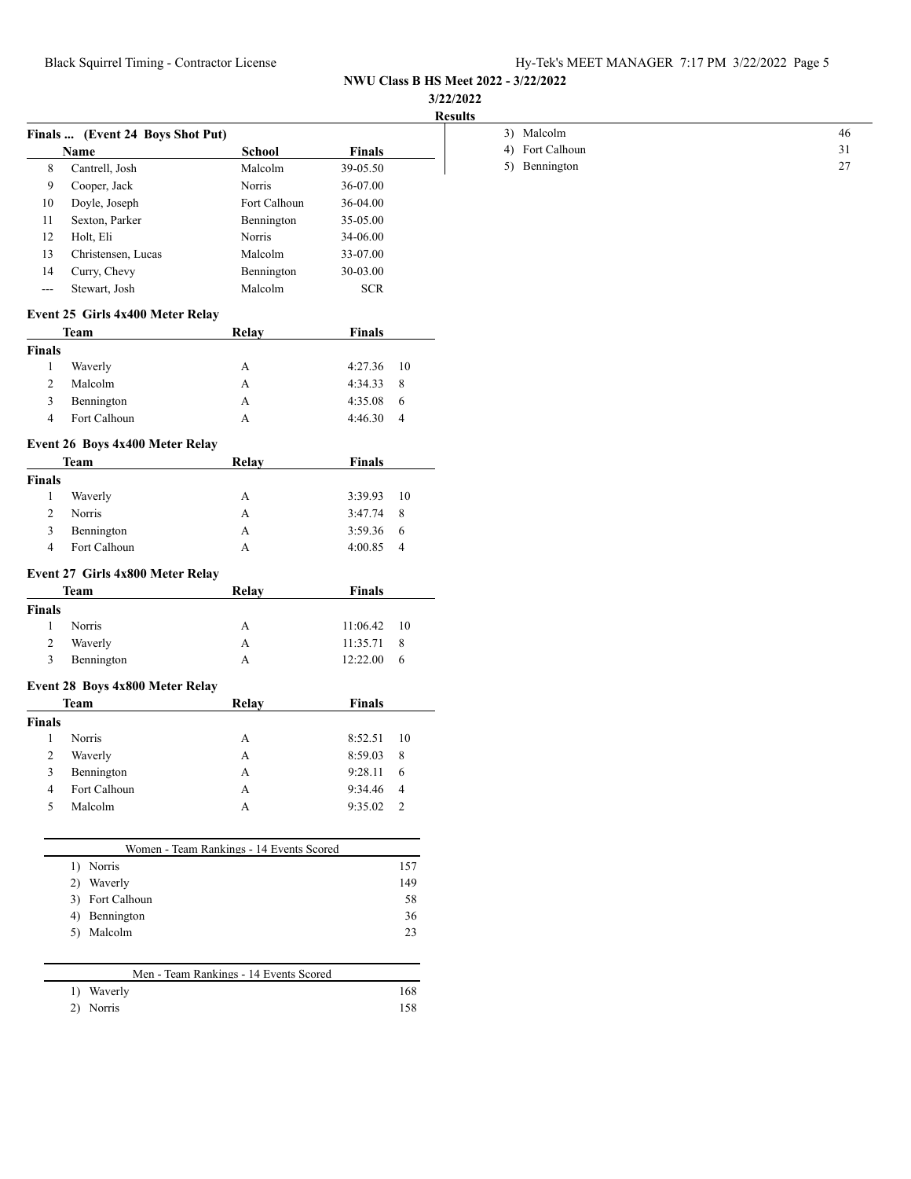**NWU Class B HS Meet 2022 - 3/22/2022**

**3/22/2022**

**Results**

### Finals ... (Event 24 Boys Shot Put)

| | Name | School | Finals |
|---|---|---|---|
| 8 | Cantrell, Josh | Malcolm | 39-05.50 |
| 9 | Cooper, Jack | Norris | 36-07.00 |
| 10 | Doyle, Joseph | Fort Calhoun | 36-04.00 |
| 11 | Sexton, Parker | Bennington | 35-05.00 |
| 12 | Holt, Eli | Norris | 34-06.00 |
| 13 | Christensen, Lucas | Malcolm | 33-07.00 |
| 14 | Curry, Chevy | Bennington | 30-03.00 |
| --- | Stewart, Josh | Malcolm | SCR |

### Event 25 Girls 4x400 Meter Relay

| | Team | Relay | Finals | |
|---|---|---|---|---|
| **Finals** | | | | |
| 1 | Waverly | A | 4:27.36 | 10 |
| 2 | Malcolm | A | 4:34.33 | 8 |
| 3 | Bennington | A | 4:35.08 | 6 |
| 4 | Fort Calhoun | A | 4:46.30 | 4 |

### Event 26 Boys 4x400 Meter Relay

| | Team | Relay | Finals | |
|---|---|---|---|---|
| **Finals** | | | | |
| 1 | Waverly | A | 3:39.93 | 10 |
| 2 | Norris | A | 3:47.74 | 8 |
| 3 | Bennington | A | 3:59.36 | 6 |
| 4 | Fort Calhoun | A | 4:00.85 | 4 |

### Event 27 Girls 4x800 Meter Relay

| | Team | Relay | Finals | |
|---|---|---|---|---|
| **Finals** | | | | |
| 1 | Norris | A | 11:06.42 | 10 |
| 2 | Waverly | A | 11:35.71 | 8 |
| 3 | Bennington | A | 12:22.00 | 6 |

### Event 28 Boys 4x800 Meter Relay

| | Team | Relay | Finals | |
|---|---|---|---|---|
| **Finals** | | | | |
| 1 | Norris | A | 8:52.51 | 10 |
| 2 | Waverly | A | 8:59.03 | 8 |
| 3 | Bennington | A | 9:28.11 | 6 |
| 4 | Fort Calhoun | A | 9:34.46 | 4 |
| 5 | Malcolm | A | 9:35.02 | 2 |

### Women - Team Rankings - 14 Events Scored

| | |
|---|---|
| 1) Norris | 157 |
| 2) Waverly | 149 |
| 3) Fort Calhoun | 58 |
| 4) Bennington | 36 |
| 5) Malcolm | 23 |

### Men - Team Rankings - 14 Events Scored

| | |
|---|---|
| 1) Waverly | 168 |
| 2) Norris | 158 |
| 3) Malcolm | 46 |
| 4) Fort Calhoun | 31 |
| 5) Bennington | 27 |